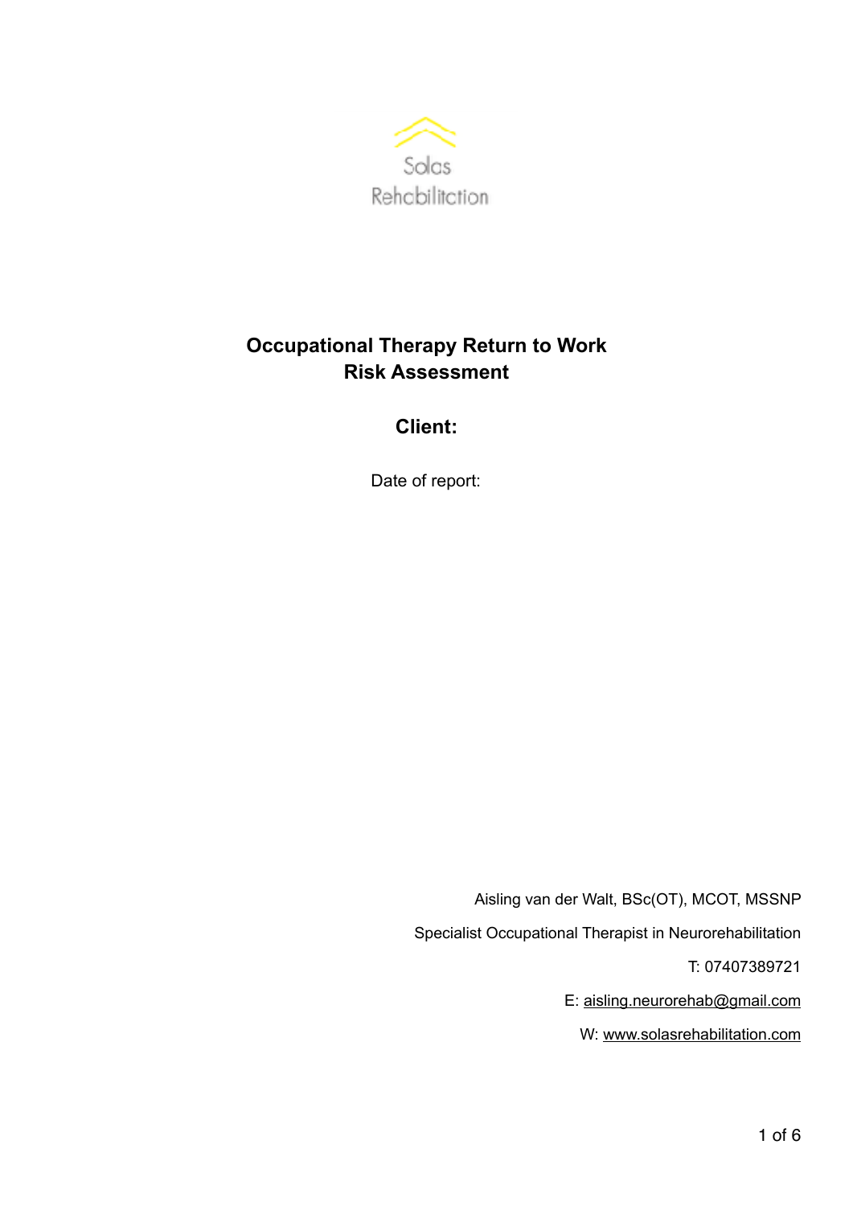Solas
Rehabilitation

# Occupational Therapy Return to Work Risk Assessment

## Client:

Date of report:

Aisling van der Walt, BSc(OT), MCOT, MSSNP

Specialist Occupational Therapist in Neurorehabilitation

T: 07407389721

E: aisling.neurorehab@gmail.com

W: www.solasrehabilitation.com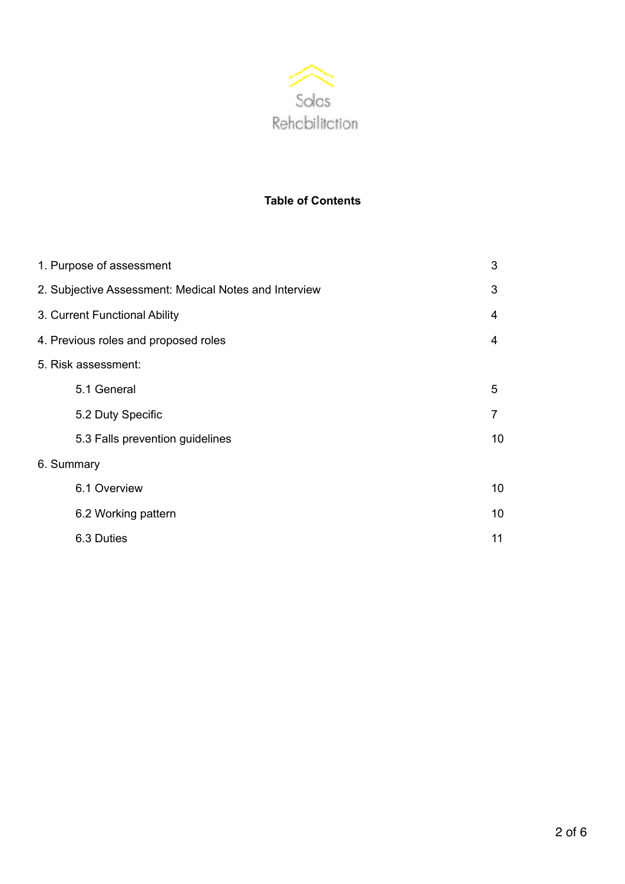Solas Rehabilitation

**Table of Contents**

| | |
|---|---|
| 1. Purpose of assessment | 3 |
| 2. Subjective Assessment: Medical Notes and Interview | 3 |
| 3. Current Functional Ability | 4 |
| 4. Previous roles and proposed roles | 4 |
| 5. Risk assessment: | |
| 5.1 General | 5 |
| 5.2 Duty Specific | 7 |
| 5.3 Falls prevention guidelines | 10 |
| 6. Summary | |
| 6.1 Overview | 10 |
| 6.2 Working pattern | 10 |
| 6.3 Duties | 11 |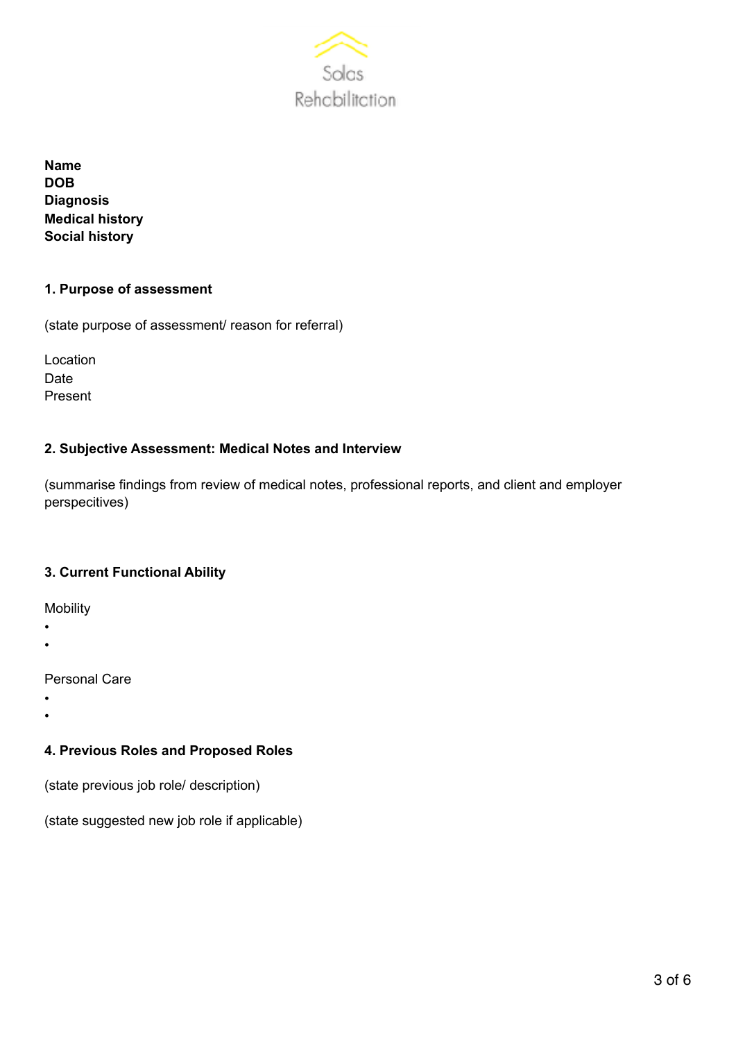Solas Rehabilitation

**Name**
**DOB**
**Diagnosis**
**Medical history**
**Social history**

## 1. Purpose of assessment

(state purpose of assessment/ reason for referral)

Location
Date
Present

## 2. Subjective Assessment: Medical Notes and Interview

(summarise findings from review of medical notes, professional reports, and client and employer perspecitives)

## 3. Current Functional Ability

Mobility

- 
- 

Personal Care

- 
- 

## 4. Previous Roles and Proposed Roles

(state previous job role/ description)

(state suggested new job role if applicable)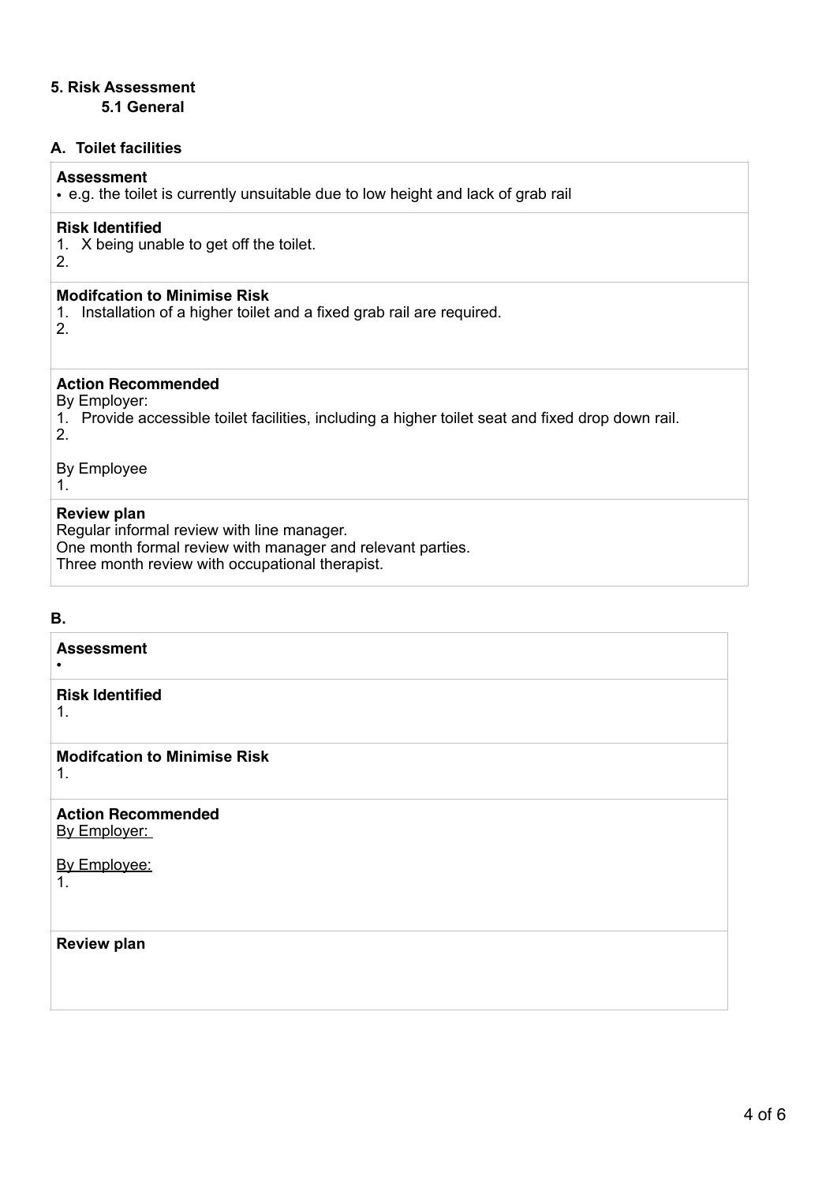## 5. Risk Assessment

### 5.1 General

### A. Toilet facilities

**Assessment**

- e.g. the toilet is currently unsuitable due to low height and lack of grab rail

**Risk Identified**

1. X being unable to get off the toilet.
2.

**Modifcation to Minimise Risk**

1. Installation of a higher toilet and a fixed grab rail are required.
2.

**Action Recommended**

By Employer:

1. Provide accessible toilet facilities, including a higher toilet seat and fixed drop down rail.
2.

By Employee

1.

**Review plan**

Regular informal review with line manager.
One month formal review with manager and relevant parties.
Three month review with occupational therapist.

### B.

**Assessment**

-

**Risk Identified**

1.

**Modifcation to Minimise Risk**

1.

**Action Recommended**

By Employer:

By Employee:

1.

**Review plan**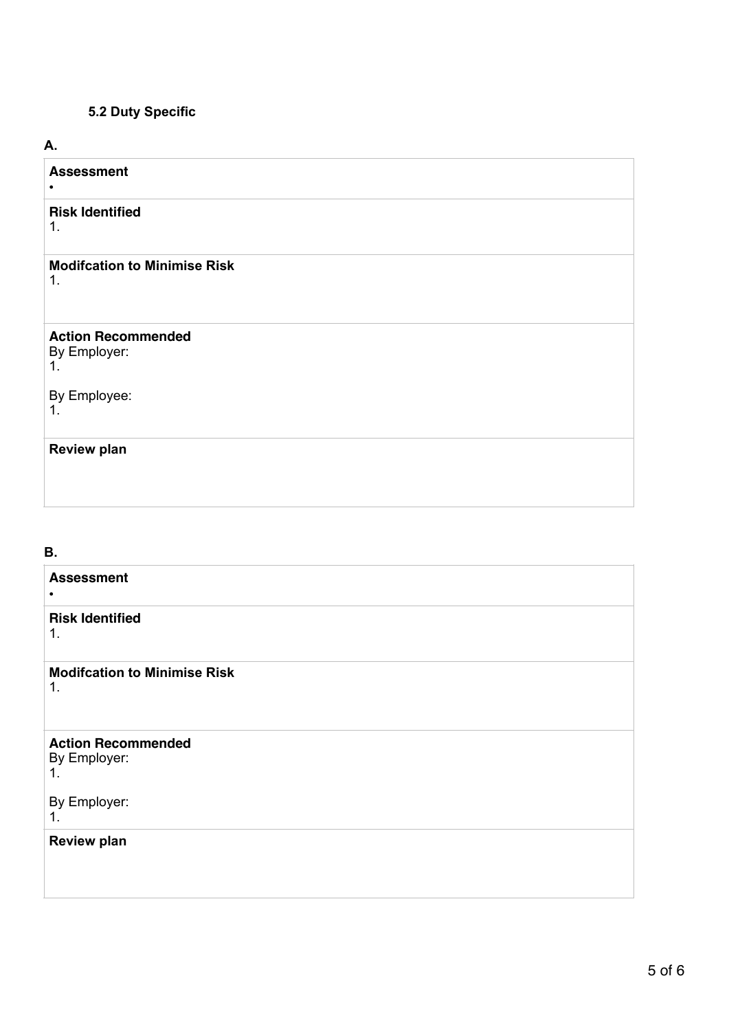### 5.2 Duty Specific

**A.**

| **Assessment**<br>• |
| --- |
| **Risk Identified**<br>1. |
| **Modifcation to Minimise Risk**<br>1. |
| **Action Recommended**<br>By Employer:<br>1.<br><br>By Employee:<br>1. |
| **Review plan** |

**B.**

| **Assessment**<br>• |
| --- |
| **Risk Identified**<br>1. |
| **Modifcation to Minimise Risk**<br>1. |
| **Action Recommended**<br>By Employer:<br>1.<br><br>By Employer:<br>1. |
| **Review plan** |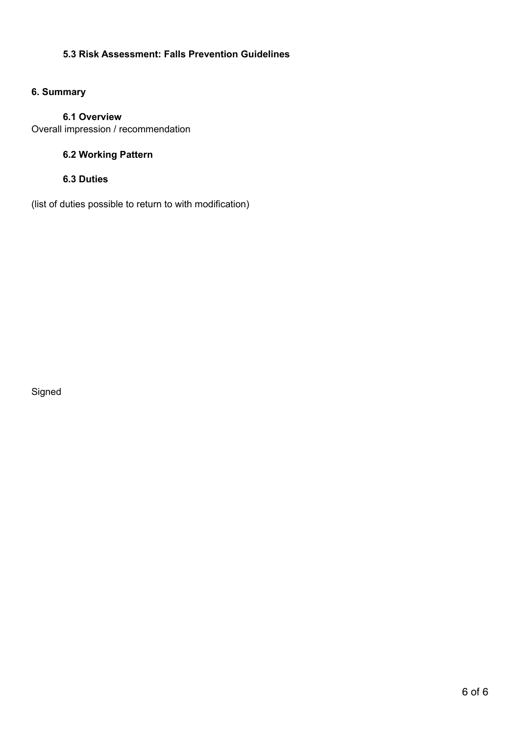### 5.3 Risk Assessment: Falls Prevention Guidelines

## 6. Summary

### 6.1 Overview

Overall impression / recommendation

### 6.2 Working Pattern

### 6.3 Duties

(list of duties possible to return to with modification)

Signed